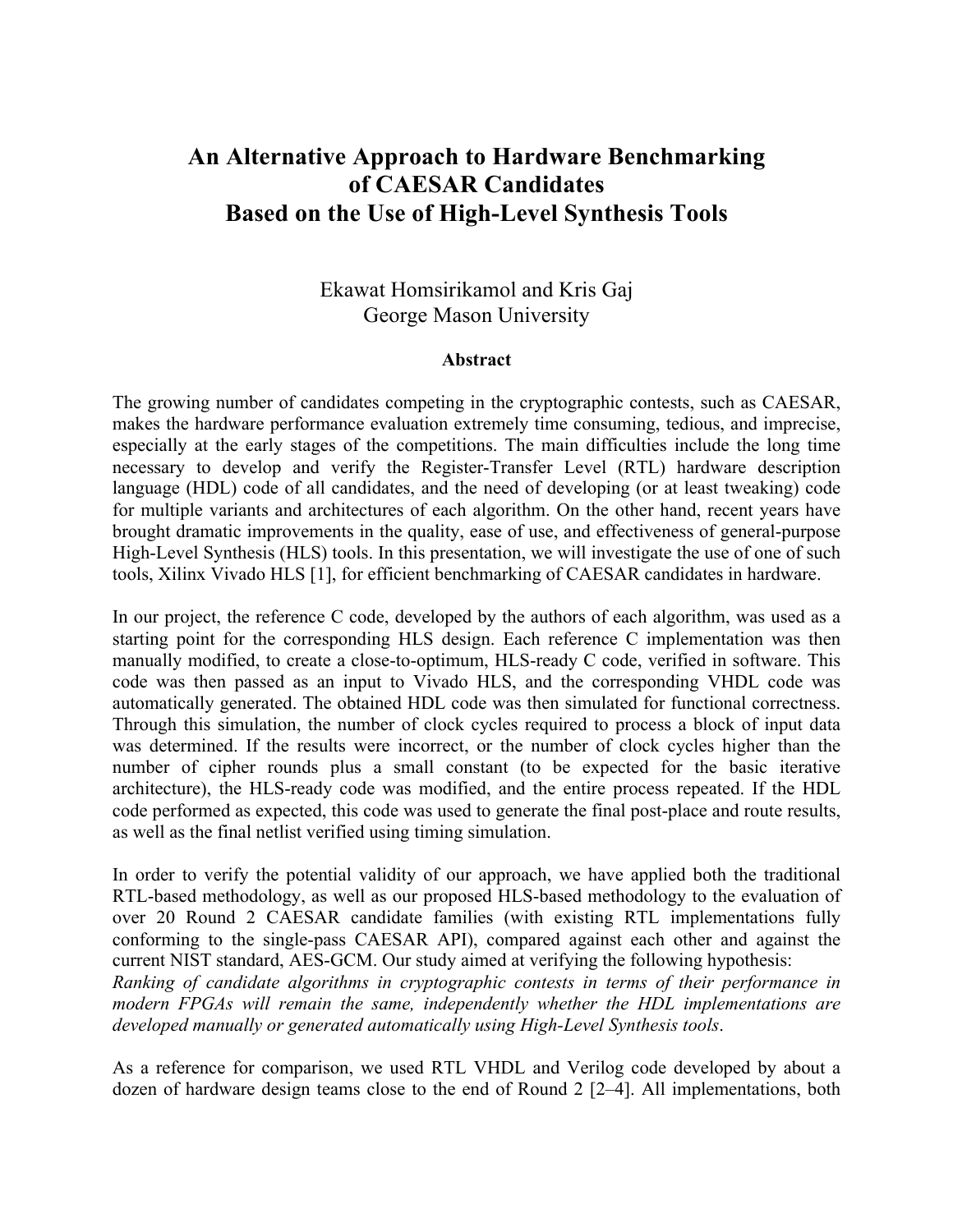# An Alternative Approach to Hardware Benchmarking of CAESAR Candidates Based on the Use of High-Level Synthesis Tools

Ekawat Homsirikamol and Kris Gaj
George Mason University

### Abstract

The growing number of candidates competing in the cryptographic contests, such as CAESAR, makes the hardware performance evaluation extremely time consuming, tedious, and imprecise, especially at the early stages of the competitions. The main difficulties include the long time necessary to develop and verify the Register-Transfer Level (RTL) hardware description language (HDL) code of all candidates, and the need of developing (or at least tweaking) code for multiple variants and architectures of each algorithm. On the other hand, recent years have brought dramatic improvements in the quality, ease of use, and effectiveness of general-purpose High-Level Synthesis (HLS) tools. In this presentation, we will investigate the use of one of such tools, Xilinx Vivado HLS [1], for efficient benchmarking of CAESAR candidates in hardware.

In our project, the reference C code, developed by the authors of each algorithm, was used as a starting point for the corresponding HLS design. Each reference C implementation was then manually modified, to create a close-to-optimum, HLS-ready C code, verified in software. This code was then passed as an input to Vivado HLS, and the corresponding VHDL code was automatically generated. The obtained HDL code was then simulated for functional correctness. Through this simulation, the number of clock cycles required to process a block of input data was determined. If the results were incorrect, or the number of clock cycles higher than the number of cipher rounds plus a small constant (to be expected for the basic iterative architecture), the HLS-ready code was modified, and the entire process repeated. If the HDL code performed as expected, this code was used to generate the final post-place and route results, as well as the final netlist verified using timing simulation.

In order to verify the potential validity of our approach, we have applied both the traditional RTL-based methodology, as well as our proposed HLS-based methodology to the evaluation of over 20 Round 2 CAESAR candidate families (with existing RTL implementations fully conforming to the single-pass CAESAR API), compared against each other and against the current NIST standard, AES-GCM. Our study aimed at verifying the following hypothesis:
*Ranking of candidate algorithms in cryptographic contests in terms of their performance in modern FPGAs will remain the same, independently whether the HDL implementations are developed manually or generated automatically using High-Level Synthesis tools*.

As a reference for comparison, we used RTL VHDL and Verilog code developed by about a dozen of hardware design teams close to the end of Round 2 [2–4]. All implementations, both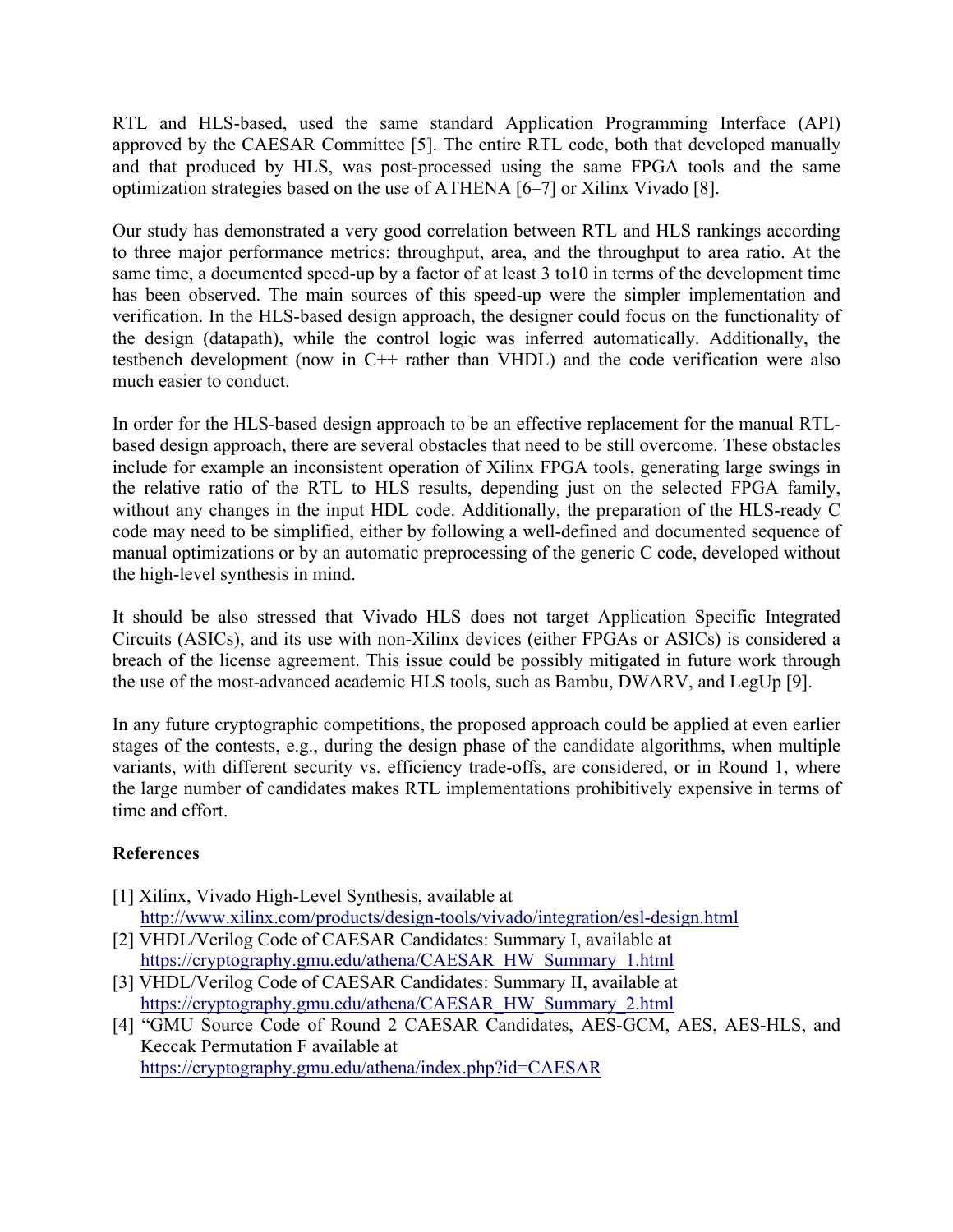RTL and HLS-based, used the same standard Application Programming Interface (API) approved by the CAESAR Committee [5]. The entire RTL code, both that developed manually and that produced by HLS, was post-processed using the same FPGA tools and the same optimization strategies based on the use of ATHENA [6–7] or Xilinx Vivado [8].

Our study has demonstrated a very good correlation between RTL and HLS rankings according to three major performance metrics: throughput, area, and the throughput to area ratio. At the same time, a documented speed-up by a factor of at least 3 to10 in terms of the development time has been observed. The main sources of this speed-up were the simpler implementation and verification. In the HLS-based design approach, the designer could focus on the functionality of the design (datapath), while the control logic was inferred automatically. Additionally, the testbench development (now in C++ rather than VHDL) and the code verification were also much easier to conduct.

In order for the HLS-based design approach to be an effective replacement for the manual RTL-based design approach, there are several obstacles that need to be still overcome. These obstacles include for example an inconsistent operation of Xilinx FPGA tools, generating large swings in the relative ratio of the RTL to HLS results, depending just on the selected FPGA family, without any changes in the input HDL code. Additionally, the preparation of the HLS-ready C code may need to be simplified, either by following a well-defined and documented sequence of manual optimizations or by an automatic preprocessing of the generic C code, developed without the high-level synthesis in mind.

It should be also stressed that Vivado HLS does not target Application Specific Integrated Circuits (ASICs), and its use with non-Xilinx devices (either FPGAs or ASICs) is considered a breach of the license agreement. This issue could be possibly mitigated in future work through the use of the most-advanced academic HLS tools, such as Bambu, DWARV, and LegUp [9].

In any future cryptographic competitions, the proposed approach could be applied at even earlier stages of the contests, e.g., during the design phase of the candidate algorithms, when multiple variants, with different security vs. efficiency trade-offs, are considered, or in Round 1, where the large number of candidates makes RTL implementations prohibitively expensive in terms of time and effort.

**References**

[1] Xilinx, Vivado High-Level Synthesis, available at http://www.xilinx.com/products/design-tools/vivado/integration/esl-design.html

[2] VHDL/Verilog Code of CAESAR Candidates: Summary I, available at https://cryptography.gmu.edu/athena/CAESAR_HW_Summary_1.html

[3] VHDL/Verilog Code of CAESAR Candidates: Summary II, available at https://cryptography.gmu.edu/athena/CAESAR_HW_Summary_2.html

[4] "GMU Source Code of Round 2 CAESAR Candidates, AES-GCM, AES, AES-HLS, and Keccak Permutation F available at https://cryptography.gmu.edu/athena/index.php?id=CAESAR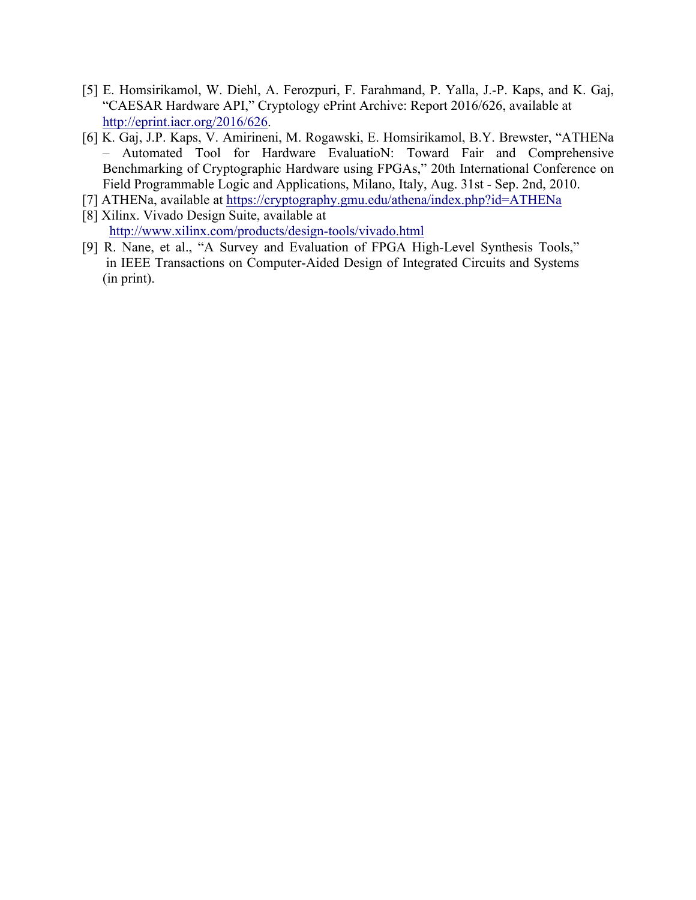[5] E. Homsirikamol, W. Diehl, A. Ferozpuri, F. Farahmand, P. Yalla, J.-P. Kaps, and K. Gaj, "CAESAR Hardware API," Cryptology ePrint Archive: Report 2016/626, available at http://eprint.iacr.org/2016/626.

[6] K. Gaj, J.P. Kaps, V. Amirineni, M. Rogawski, E. Homsirikamol, B.Y. Brewster, "ATHENa – Automated Tool for Hardware EvaluatioN: Toward Fair and Comprehensive Benchmarking of Cryptographic Hardware using FPGAs," 20th International Conference on Field Programmable Logic and Applications, Milano, Italy, Aug. 31st - Sep. 2nd, 2010.

[7] ATHENa, available at https://cryptography.gmu.edu/athena/index.php?id=ATHENa

[8] Xilinx. Vivado Design Suite, available at http://www.xilinx.com/products/design-tools/vivado.html

[9] R. Nane, et al., "A Survey and Evaluation of FPGA High-Level Synthesis Tools," in IEEE Transactions on Computer-Aided Design of Integrated Circuits and Systems (in print).